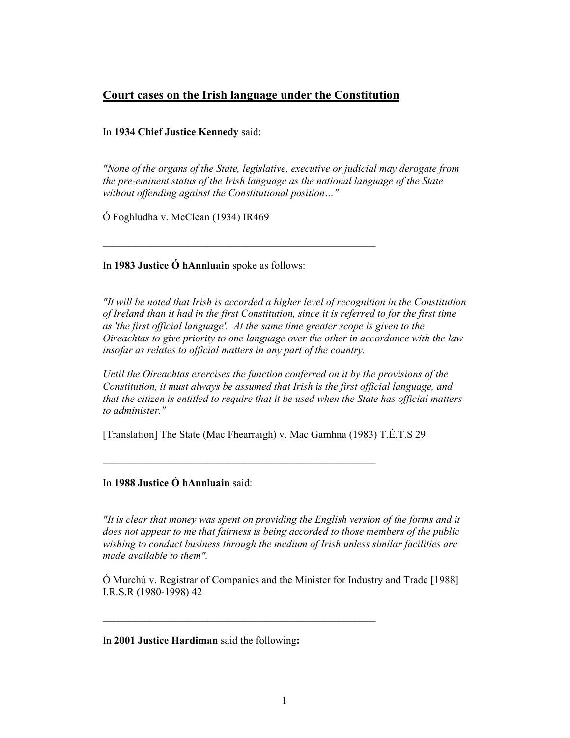## Court cases on the Irish language under the Constitution

In **1934 Chief Justice Kennedy** said:

*"None of the organs of the State, legislative, executive or judicial may derogate from the pre-eminent status of the Irish language as the national language of the State without offending against the Constitutional position…"*

Ó Foghludha v. McClean (1934) IR469

---

In **1983 Justice Ó hAnnluain** spoke as follows:

*"It will be noted that Irish is accorded a higher level of recognition in the Constitution of Ireland than it had in the first Constitution, since it is referred to for the first time as 'the first official language'. At the same time greater scope is given to the Oireachtas to give priority to one language over the other in accordance with the law insofar as relates to official matters in any part of the country.*

*Until the Oireachtas exercises the function conferred on it by the provisions of the Constitution, it must always be assumed that Irish is the first official language, and that the citizen is entitled to require that it be used when the State has official matters to administer."*

[Translation] The State (Mac Fhearraigh) v. Mac Gamhna (1983) T.É.T.S 29

---

In **1988 Justice Ó hAnnluain** said:

*"It is clear that money was spent on providing the English version of the forms and it does not appear to me that fairness is being accorded to those members of the public wishing to conduct business through the medium of Irish unless similar facilities are made available to them".*

Ó Murchú v. Registrar of Companies and the Minister for Industry and Trade [1988] I.R.S.R (1980-1998) 42

---

In **2001 Justice Hardiman** said the following**:**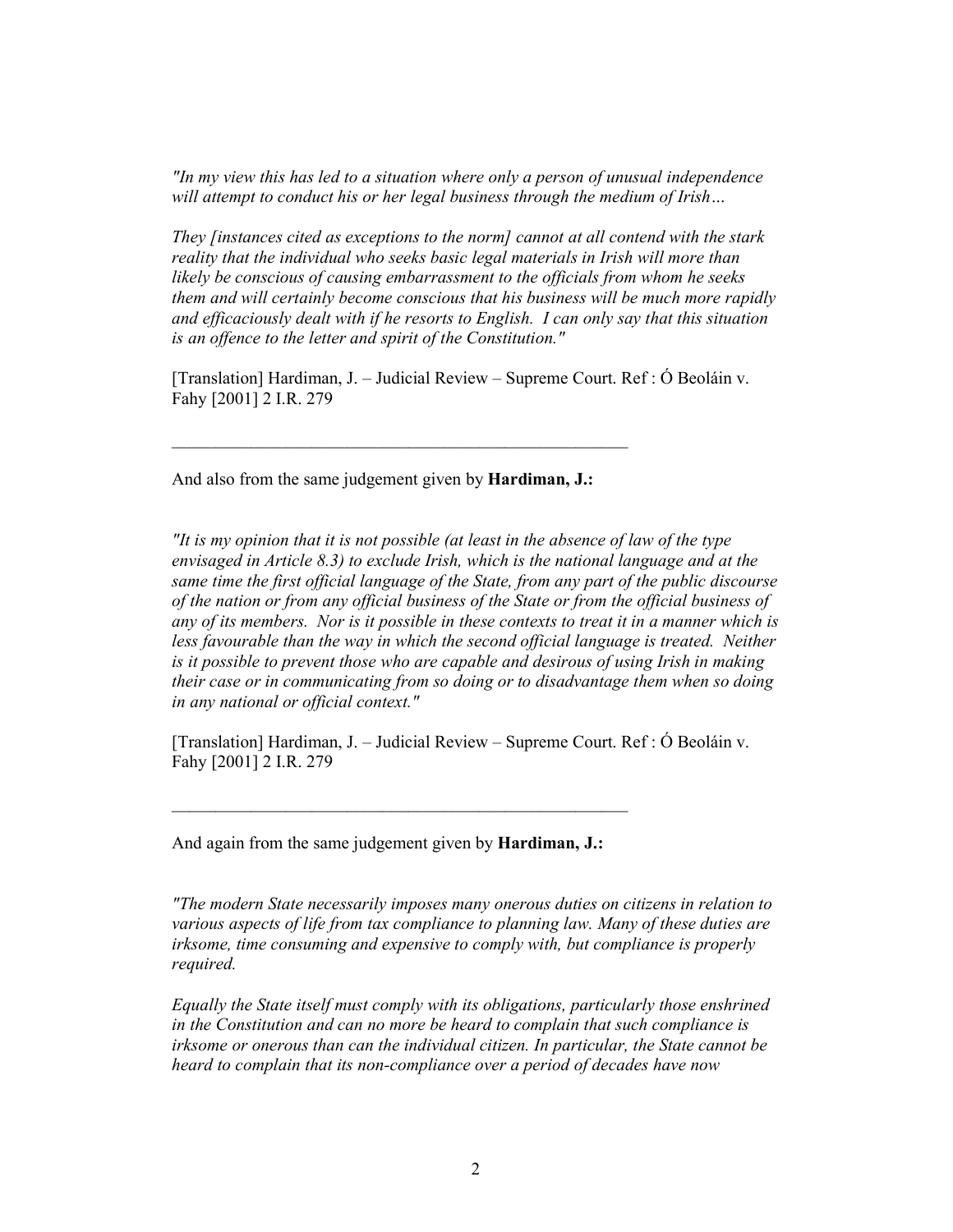*"In my view this has led to a situation where only a person of unusual independence will attempt to conduct his or her legal business through the medium of Irish…*

*They [instances cited as exceptions to the norm] cannot at all contend with the stark reality that the individual who seeks basic legal materials in Irish will more than likely be conscious of causing embarrassment to the officials from whom he seeks them and will certainly become conscious that his business will be much more rapidly and efficaciously dealt with if he resorts to English. I can only say that this situation is an offence to the letter and spirit of the Constitution."*

[Translation] Hardiman, J. – Judicial Review – Supreme Court. Ref : Ó Beoláin v. Fahy [2001] 2 I.R. 279

---

And also from the same judgement given by **Hardiman, J.:**

*"It is my opinion that it is not possible (at least in the absence of law of the type envisaged in Article 8.3) to exclude Irish, which is the national language and at the same time the first official language of the State, from any part of the public discourse of the nation or from any official business of the State or from the official business of any of its members. Nor is it possible in these contexts to treat it in a manner which is less favourable than the way in which the second official language is treated. Neither is it possible to prevent those who are capable and desirous of using Irish in making their case or in communicating from so doing or to disadvantage them when so doing in any national or official context."*

[Translation] Hardiman, J. – Judicial Review – Supreme Court. Ref : Ó Beoláin v. Fahy [2001] 2 I.R. 279

---

And again from the same judgement given by **Hardiman, J.:**

*"The modern State necessarily imposes many onerous duties on citizens in relation to various aspects of life from tax compliance to planning law. Many of these duties are irksome, time consuming and expensive to comply with, but compliance is properly required.*

*Equally the State itself must comply with its obligations, particularly those enshrined in the Constitution and can no more be heard to complain that such compliance is irksome or onerous than can the individual citizen. In particular, the State cannot be heard to complain that its non-compliance over a period of decades have now*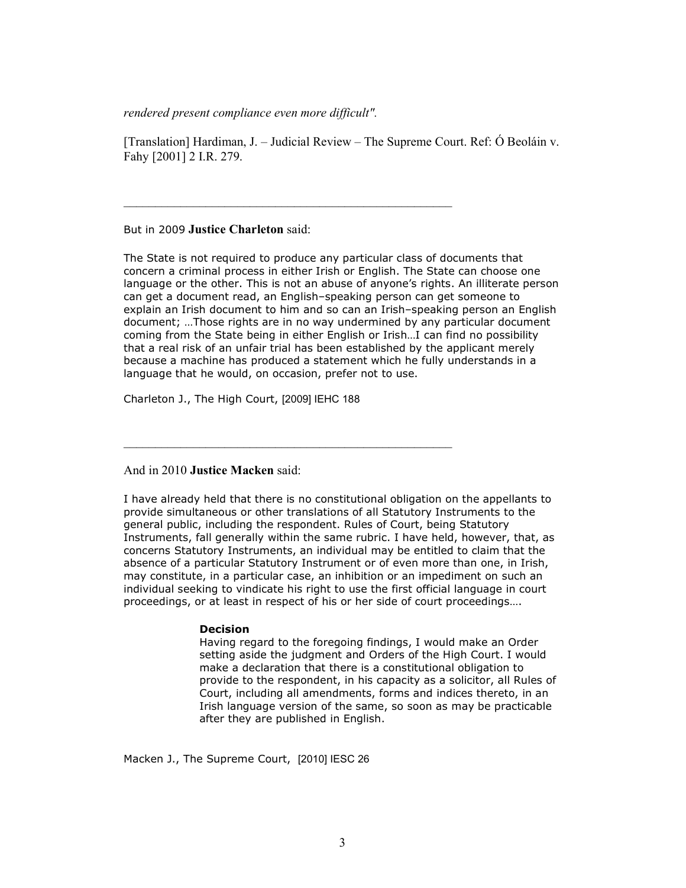*rendered present compliance even more difficult".*

[Translation] Hardiman, J. – Judicial Review – The Supreme Court. Ref: Ó Beoláin v. Fahy [2001] 2 I.R. 279.

---

But in 2009 **Justice Charleton** said:

The State is not required to produce any particular class of documents that concern a criminal process in either Irish or English. The State can choose one language or the other. This is not an abuse of anyone's rights. An illiterate person can get a document read, an English–speaking person can get someone to explain an Irish document to him and so can an Irish–speaking person an English document; …Those rights are in no way undermined by any particular document coming from the State being in either English or Irish…I can find no possibility that a real risk of an unfair trial has been established by the applicant merely because a machine has produced a statement which he fully understands in a language that he would, on occasion, prefer not to use.

Charleton J., The High Court, [2009] IEHC 188

---

And in 2010 **Justice Macken** said:

I have already held that there is no constitutional obligation on the appellants to provide simultaneous or other translations of all Statutory Instruments to the general public, including the respondent. Rules of Court, being Statutory Instruments, fall generally within the same rubric. I have held, however, that, as concerns Statutory Instruments, an individual may be entitled to claim that the absence of a particular Statutory Instrument or of even more than one, in Irish, may constitute, in a particular case, an inhibition or an impediment on such an individual seeking to vindicate his right to use the first official language in court proceedings, or at least in respect of his or her side of court proceedings….

> **Decision**
> Having regard to the foregoing findings, I would make an Order setting aside the judgment and Orders of the High Court. I would make a declaration that there is a constitutional obligation to provide to the respondent, in his capacity as a solicitor, all Rules of Court, including all amendments, forms and indices thereto, in an Irish language version of the same, so soon as may be practicable after they are published in English.

Macken J., The Supreme Court, [2010] IESC 26